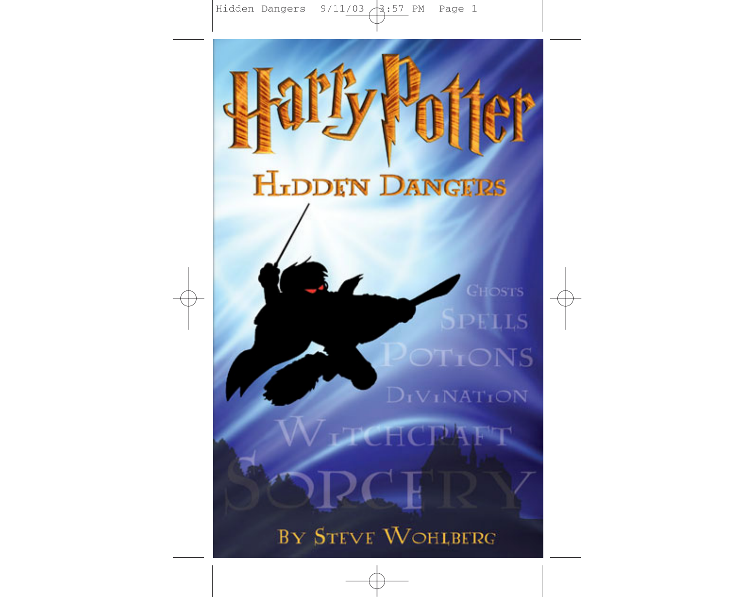# Harry Potter

## Hidden Dangers

Ghosts

Spells

Potions

Divination

Witchcraft

Sorcery

By Steve Wohlberg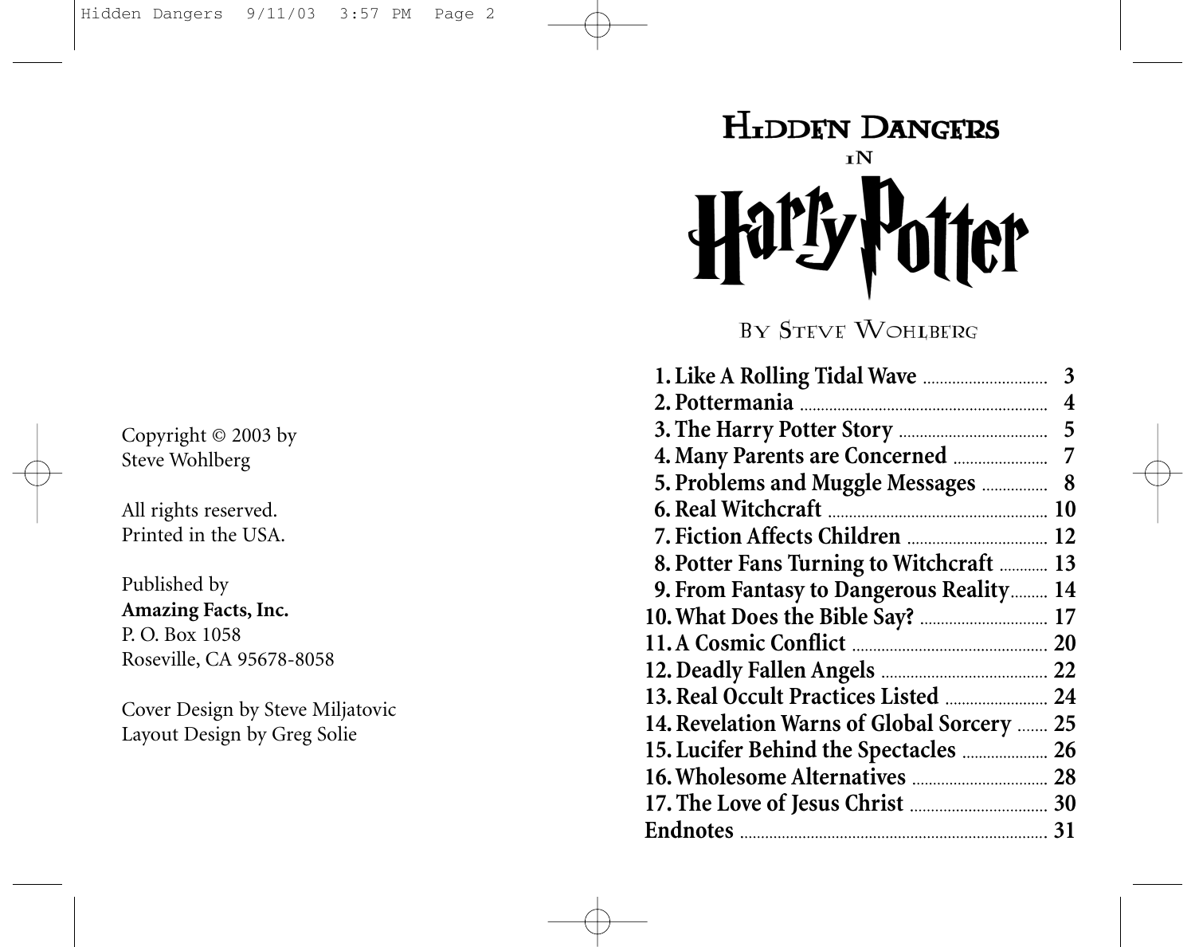Copyright © 2003 by
Steve Wohlberg

All rights reserved.
Printed in the USA.

Published by
**Amazing Facts, Inc.**
P. O. Box 1058
Roseville, CA 95678-8058

Cover Design by Steve Miljatovic
Layout Design by Greg Solie

# Hidden Dangers in Harry Potter

By Steve Wohlberg

| | |
|---|---|
| **1. Like A Rolling Tidal Wave** | **3** |
| **2. Pottermania** | **4** |
| **3. The Harry Potter Story** | **5** |
| **4. Many Parents are Concerned** | **7** |
| **5. Problems and Muggle Messages** | **8** |
| **6. Real Witchcraft** | **10** |
| **7. Fiction Affects Children** | **12** |
| **8. Potter Fans Turning to Witchcraft** | **13** |
| **9. From Fantasy to Dangerous Reality** | **14** |
| **10. What Does the Bible Say?** | **17** |
| **11. A Cosmic Conflict** | **20** |
| **12. Deadly Fallen Angels** | **22** |
| **13. Real Occult Practices Listed** | **24** |
| **14. Revelation Warns of Global Sorcery** | **25** |
| **15. Lucifer Behind the Spectacles** | **26** |
| **16. Wholesome Alternatives** | **28** |
| **17. The Love of Jesus Christ** | **30** |
| **Endnotes** | **31** |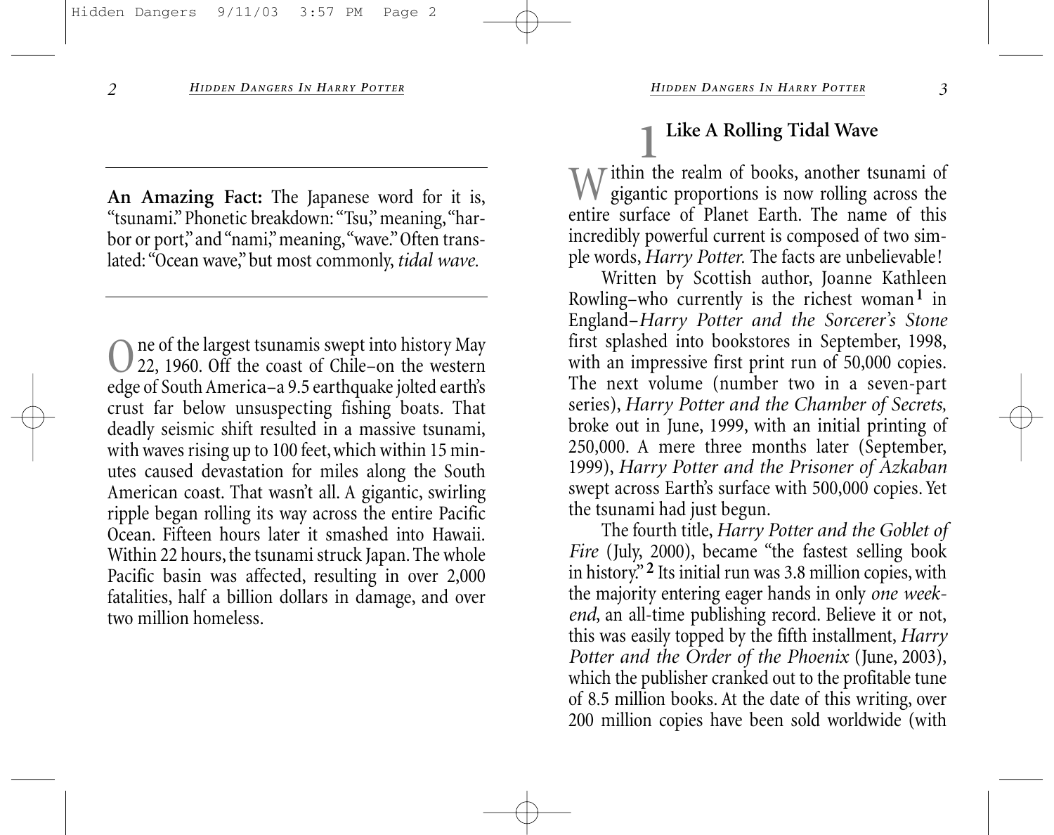**An Amazing Fact:** The Japanese word for it is, "tsunami." Phonetic breakdown: "Tsu," meaning, "harbor or port," and "nami," meaning, "wave." Often translated: "Ocean wave," but most commonly, *tidal wave.*

One of the largest tsunamis swept into history May 22, 1960. Off the coast of Chile–on the western edge of South America–a 9.5 earthquake jolted earth's crust far below unsuspecting fishing boats. That deadly seismic shift resulted in a massive tsunami, with waves rising up to 100 feet, which within 15 minutes caused devastation for miles along the South American coast. That wasn't all. A gigantic, swirling ripple began rolling its way across the entire Pacific Ocean. Fifteen hours later it smashed into Hawaii. Within 22 hours, the tsunami struck Japan. The whole Pacific basin was affected, resulting in over 2,000 fatalities, half a billion dollars in damage, and over two million homeless.

# 1 Like A Rolling Tidal Wave

Within the realm of books, another tsunami of gigantic proportions is now rolling across the entire surface of Planet Earth. The name of this incredibly powerful current is composed of two simple words, *Harry Potter.* The facts are unbelievable!

Written by Scottish author, Joanne Kathleen Rowling–who currently is the richest woman[1] in England–*Harry Potter and the Sorcerer's Stone* first splashed into bookstores in September, 1998, with an impressive first print run of 50,000 copies. The next volume (number two in a seven-part series), *Harry Potter and the Chamber of Secrets,* broke out in June, 1999, with an initial printing of 250,000. A mere three months later (September, 1999), *Harry Potter and the Prisoner of Azkaban* swept across Earth's surface with 500,000 copies. Yet the tsunami had just begun.

The fourth title, *Harry Potter and the Goblet of Fire* (July, 2000), became "the fastest selling book in history."[2] Its initial run was 3.8 million copies, with the majority entering eager hands in only *one weekend*, an all-time publishing record. Believe it or not, this was easily topped by the fifth installment, *Harry Potter and the Order of the Phoenix* (June, 2003), which the publisher cranked out to the profitable tune of 8.5 million books. At the date of this writing, over 200 million copies have been sold worldwide (with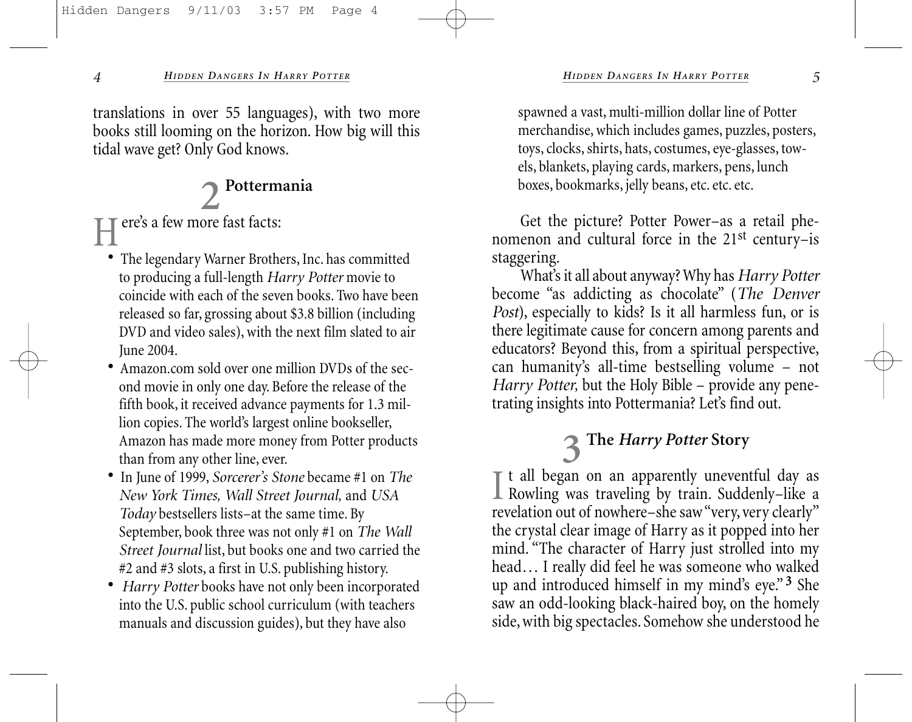translations in over 55 languages), with two more books still looming on the horizon. How big will this tidal wave get? Only God knows.

## 2 Pottermania

Here's a few more fast facts:

- The legendary Warner Brothers, Inc. has committed to producing a full-length *Harry Potter* movie to coincide with each of the seven books. Two have been released so far, grossing about $3.8 billion (including DVD and video sales), with the next film slated to air June 2004.
- Amazon.com sold over one million DVDs of the second movie in only one day. Before the release of the fifth book, it received advance payments for 1.3 million copies. The world's largest online bookseller, Amazon has made more money from Potter products than from any other line, ever.
- In June of 1999, *Sorcerer's Stone* became #1 on *The New York Times, Wall Street Journal,* and *USA Today* bestsellers lists–at the same time. By September, book three was not only #1 on *The Wall Street Journal* list, but books one and two carried the #2 and #3 slots, a first in U.S. publishing history.
- *Harry Potter* books have not only been incorporated into the U.S. public school curriculum (with teachers manuals and discussion guides), but they have also spawned a vast, multi-million dollar line of Potter merchandise, which includes games, puzzles, posters, toys, clocks, shirts, hats, costumes, eye-glasses, towels, blankets, playing cards, markers, pens, lunch boxes, bookmarks, jelly beans, etc. etc. etc.

Get the picture? Potter Power–as a retail phenomenon and cultural force in the 21st century–is staggering.

What's it all about anyway? Why has *Harry Potter* become "as addicting as chocolate" (*The Denver Post*), especially to kids? Is it all harmless fun, or is there legitimate cause for concern among parents and educators? Beyond this, from a spiritual perspective, can humanity's all-time bestselling volume – not *Harry Potter,* but the Holy Bible – provide any penetrating insights into Pottermania? Let's find out.

## 3 The *Harry Potter* Story

It all began on an apparently uneventful day as Rowling was traveling by train. Suddenly–like a revelation out of nowhere–she saw "very, very clearly" the crystal clear image of Harry as it popped into her mind. "The character of Harry just strolled into my head… I really did feel he was someone who walked up and introduced himself in my mind's eye."[3] She saw an odd-looking black-haired boy, on the homely side, with big spectacles. Somehow she understood he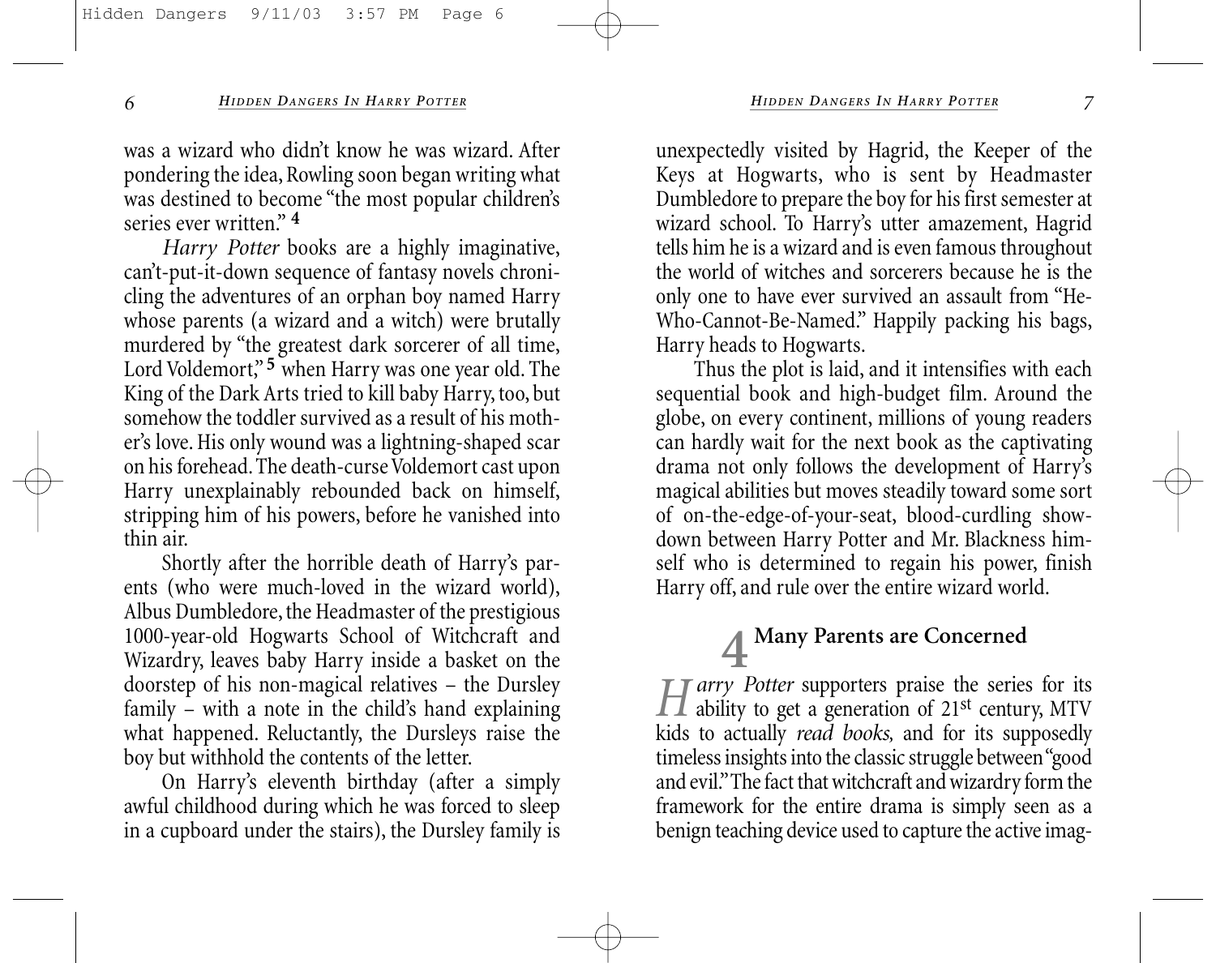was a wizard who didn't know he was wizard. After pondering the idea, Rowling soon began writing what was destined to become "the most popular children's series ever written." [4]

*Harry Potter* books are a highly imaginative, can't-put-it-down sequence of fantasy novels chronicling the adventures of an orphan boy named Harry whose parents (a wizard and a witch) were brutally murdered by "the greatest dark sorcerer of all time, Lord Voldemort," [5] when Harry was one year old. The King of the Dark Arts tried to kill baby Harry, too, but somehow the toddler survived as a result of his mother's love. His only wound was a lightning-shaped scar on his forehead. The death-curse Voldemort cast upon Harry unexplainably rebounded back on himself, stripping him of his powers, before he vanished into thin air.

Shortly after the horrible death of Harry's parents (who were much-loved in the wizard world), Albus Dumbledore, the Headmaster of the prestigious 1000-year-old Hogwarts School of Witchcraft and Wizardry, leaves baby Harry inside a basket on the doorstep of his non-magical relatives – the Dursley family – with a note in the child's hand explaining what happened. Reluctantly, the Dursleys raise the boy but withhold the contents of the letter.

On Harry's eleventh birthday (after a simply awful childhood during which he was forced to sleep in a cupboard under the stairs), the Dursley family is unexpectedly visited by Hagrid, the Keeper of the Keys at Hogwarts, who is sent by Headmaster Dumbledore to prepare the boy for his first semester at wizard school. To Harry's utter amazement, Hagrid tells him he is a wizard and is even famous throughout the world of witches and sorcerers because he is the only one to have ever survived an assault from "He-Who-Cannot-Be-Named." Happily packing his bags, Harry heads to Hogwarts.

Thus the plot is laid, and it intensifies with each sequential book and high-budget film. Around the globe, on every continent, millions of young readers can hardly wait for the next book as the captivating drama not only follows the development of Harry's magical abilities but moves steadily toward some sort of on-the-edge-of-your-seat, blood-curdling showdown between Harry Potter and Mr. Blackness himself who is determined to regain his power, finish Harry off, and rule over the entire wizard world.

## 4 Many Parents are Concerned

*Harry Potter* supporters praise the series for its ability to get a generation of 21st century, MTV kids to actually *read books,* and for its supposedly timeless insights into the classic struggle between "good and evil." The fact that witchcraft and wizardry form the framework for the entire drama is simply seen as a benign teaching device used to capture the active imag-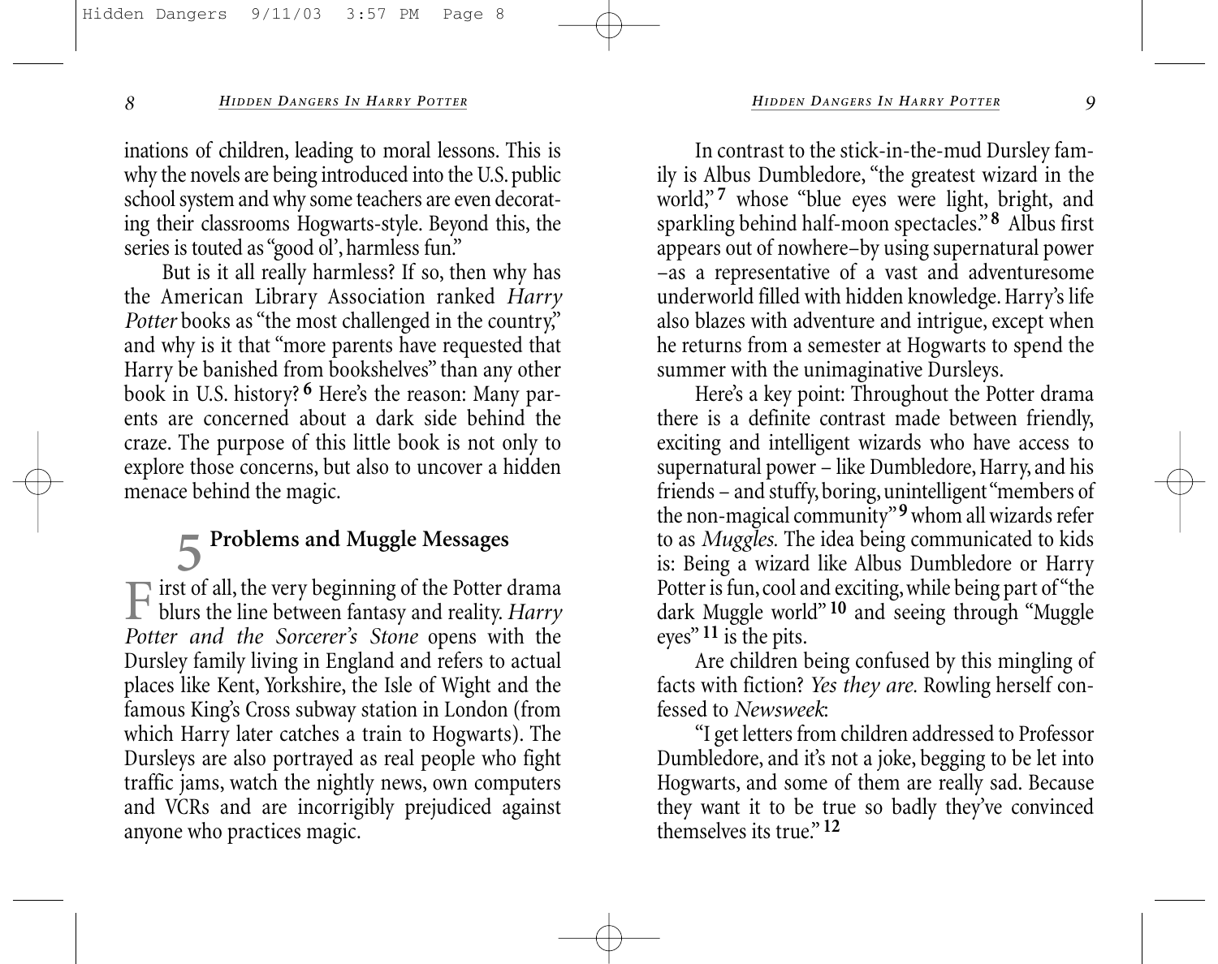inations of children, leading to moral lessons. This is why the novels are being introduced into the U.S. public school system and why some teachers are even decorating their classrooms Hogwarts-style. Beyond this, the series is touted as "good ol', harmless fun."

But is it all really harmless? If so, then why has the American Library Association ranked *Harry Potter* books as "the most challenged in the country," and why is it that "more parents have requested that Harry be banished from bookshelves" than any other book in U.S. history? [6] Here's the reason: Many parents are concerned about a dark side behind the craze. The purpose of this little book is not only to explore those concerns, but also to uncover a hidden menace behind the magic.

## 5 Problems and Muggle Messages

First of all, the very beginning of the Potter drama blurs the line between fantasy and reality. *Harry Potter and the Sorcerer's Stone* opens with the Dursley family living in England and refers to actual places like Kent, Yorkshire, the Isle of Wight and the famous King's Cross subway station in London (from which Harry later catches a train to Hogwarts). The Dursleys are also portrayed as real people who fight traffic jams, watch the nightly news, own computers and VCRs and are incorrigibly prejudiced against anyone who practices magic.

In contrast to the stick-in-the-mud Dursley family is Albus Dumbledore, "the greatest wizard in the world," [7] whose "blue eyes were light, bright, and sparkling behind half-moon spectacles." [8] Albus first appears out of nowhere–by using supernatural power –as a representative of a vast and adventuresome underworld filled with hidden knowledge. Harry's life also blazes with adventure and intrigue, except when he returns from a semester at Hogwarts to spend the summer with the unimaginative Dursleys.

Here's a key point: Throughout the Potter drama there is a definite contrast made between friendly, exciting and intelligent wizards who have access to supernatural power – like Dumbledore, Harry, and his friends – and stuffy, boring, unintelligent "members of the non-magical community" [9] whom all wizards refer to as *Muggles.* The idea being communicated to kids is: Being a wizard like Albus Dumbledore or Harry Potter is fun, cool and exciting, while being part of "the dark Muggle world" [10] and seeing through "Muggle eyes" [11] is the pits.

Are children being confused by this mingling of facts with fiction? *Yes they are.* Rowling herself confessed to *Newsweek*:

"I get letters from children addressed to Professor Dumbledore, and it's not a joke, begging to be let into Hogwarts, and some of them are really sad. Because they want it to be true so badly they've convinced themselves its true." [12]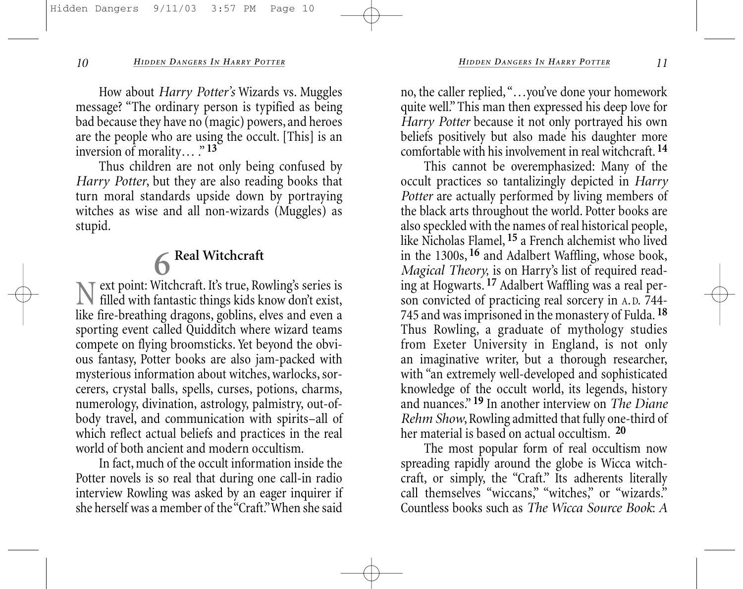How about *Harry Potter's* Wizards vs. Muggles message? "The ordinary person is typified as being bad because they have no (magic) powers, and heroes are the people who are using the occult. [This] is an inversion of morality… ."[13]

Thus children are not only being confused by *Harry Potter*, but they are also reading books that turn moral standards upside down by portraying witches as wise and all non-wizards (Muggles) as stupid.

## 6 Real Witchcraft

Next point: Witchcraft. It's true, Rowling's series is filled with fantastic things kids know don't exist, like fire-breathing dragons, goblins, elves and even a sporting event called Quidditch where wizard teams compete on flying broomsticks. Yet beyond the obvious fantasy, Potter books are also jam-packed with mysterious information about witches, warlocks, sorcerers, crystal balls, spells, curses, potions, charms, numerology, divination, astrology, palmistry, out-of-body travel, and communication with spirits–all of which reflect actual beliefs and practices in the real world of both ancient and modern occultism.

In fact, much of the occult information inside the Potter novels is so real that during one call-in radio interview Rowling was asked by an eager inquirer if she herself was a member of the "Craft." When she said no, the caller replied, "…you've done your homework quite well." This man then expressed his deep love for *Harry Potter* because it not only portrayed his own beliefs positively but also made his daughter more comfortable with his involvement in real witchcraft.[14]

This cannot be overemphasized: Many of the occult practices so tantalizingly depicted in *Harry Potter* are actually performed by living members of the black arts throughout the world. Potter books are also speckled with the names of real historical people, like Nicholas Flamel,[15] a French alchemist who lived in the 1300s,[16] and Adalbert Waffling, whose book, *Magical Theory,* is on Harry's list of required reading at Hogwarts.[17] Adalbert Waffling was a real person convicted of practicing real sorcery in A.D. 744-745 and was imprisoned in the monastery of Fulda.[18] Thus Rowling, a graduate of mythology studies from Exeter University in England, is not only an imaginative writer, but a thorough researcher, with "an extremely well-developed and sophisticated knowledge of the occult world, its legends, history and nuances."[19] In another interview on *The Diane Rehm Show*, Rowling admitted that fully one-third of her material is based on actual occultism.[20]

The most popular form of real occultism now spreading rapidly around the globe is Wicca witchcraft, or simply, the "Craft." Its adherents literally call themselves "wiccans," "witches," or "wizards." Countless books such as *The Wicca Source Book*: *A*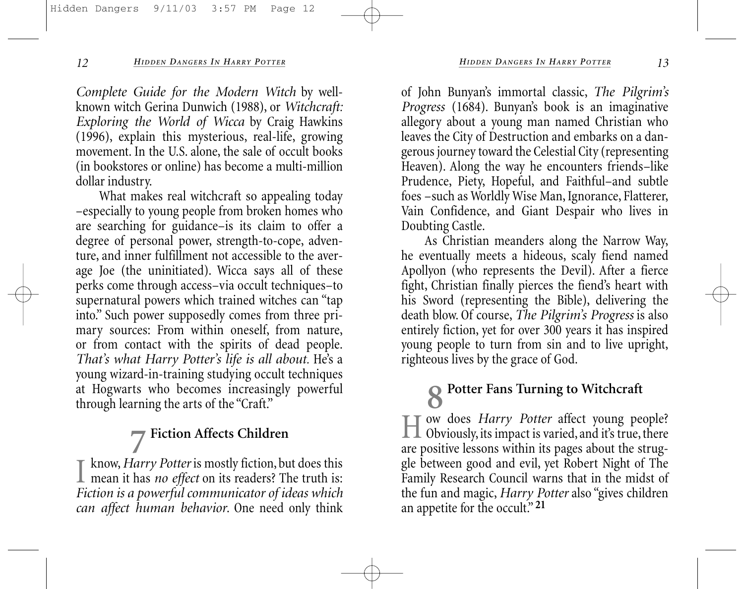*Complete Guide for the Modern Witch* by well-known witch Gerina Dunwich (1988), or *Witchcraft: Exploring the World of Wicca* by Craig Hawkins (1996), explain this mysterious, real-life, growing movement. In the U.S. alone, the sale of occult books (in bookstores or online) has become a multi-million dollar industry.

What makes real witchcraft so appealing today –especially to young people from broken homes who are searching for guidance–is its claim to offer a degree of personal power, strength-to-cope, adventure, and inner fulfillment not accessible to the average Joe (the uninitiated). Wicca says all of these perks come through access–via occult techniques–to supernatural powers which trained witches can "tap into." Such power supposedly comes from three primary sources: From within oneself, from nature, or from contact with the spirits of dead people. *That's what Harry Potter's life is all about.* He's a young wizard-in-training studying occult techniques at Hogwarts who becomes increasingly powerful through learning the arts of the "Craft."

## 7 Fiction Affects Children

I know, *Harry Potter* is mostly fiction, but does this mean it has *no effect* on its readers? The truth is: *Fiction is a powerful communicator of ideas which can affect human behavior.* One need only think of John Bunyan's immortal classic, *The Pilgrim's Progress* (1684). Bunyan's book is an imaginative allegory about a young man named Christian who leaves the City of Destruction and embarks on a dangerous journey toward the Celestial City (representing Heaven). Along the way he encounters friends–like Prudence, Piety, Hopeful, and Faithful–and subtle foes –such as Worldly Wise Man, Ignorance, Flatterer, Vain Confidence, and Giant Despair who lives in Doubting Castle.

As Christian meanders along the Narrow Way, he eventually meets a hideous, scaly fiend named Apollyon (who represents the Devil). After a fierce fight, Christian finally pierces the fiend's heart with his Sword (representing the Bible), delivering the death blow. Of course, *The Pilgrim's Progress* is also entirely fiction, yet for over 300 years it has inspired young people to turn from sin and to live upright, righteous lives by the grace of God.

## 8 Potter Fans Turning to Witchcraft

How does *Harry Potter* affect young people? Obviously, its impact is varied, and it's true, there are positive lessons within its pages about the struggle between good and evil, yet Robert Night of The Family Research Council warns that in the midst of the fun and magic, *Harry Potter* also "gives children an appetite for the occult." [21]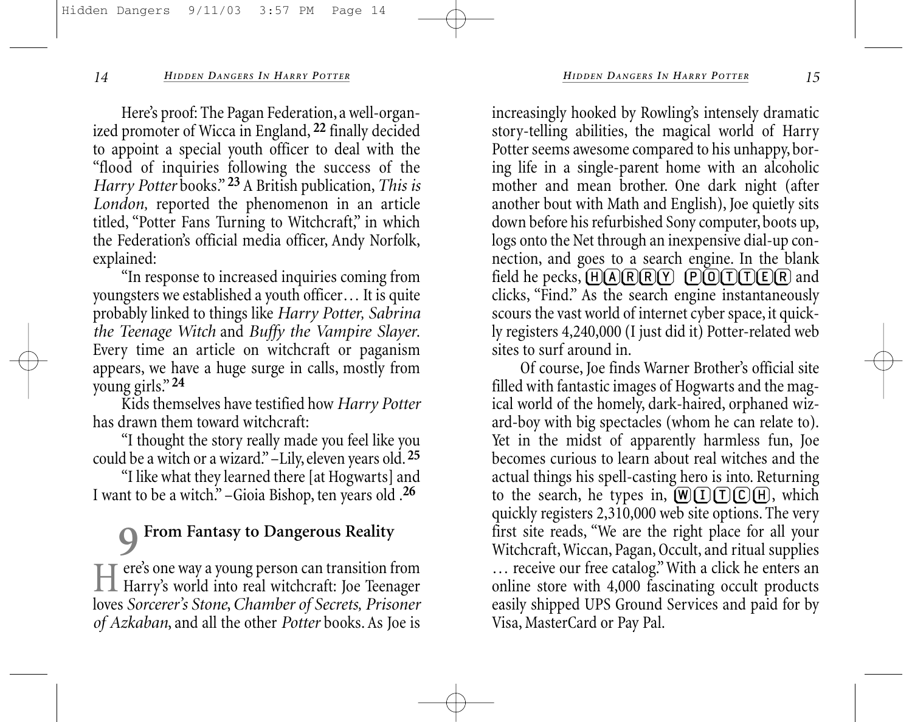Here's proof: The Pagan Federation, a well-organized promoter of Wicca in England,[22] finally decided to appoint a special youth officer to deal with the "flood of inquiries following the success of the *Harry Potter* books."[23] A British publication, *This is London,* reported the phenomenon in an article titled, "Potter Fans Turning to Witchcraft," in which the Federation's official media officer, Andy Norfolk, explained:

"In response to increased inquiries coming from youngsters we established a youth officer… It is quite probably linked to things like *Harry Potter, Sabrina the Teenage Witch* and *Buffy the Vampire Slayer.* Every time an article on witchcraft or paganism appears, we have a huge surge in calls, mostly from young girls."[24]

Kids themselves have testified how *Harry Potter* has drawn them toward witchcraft:

"I thought the story really made you feel like you could be a witch or a wizard." –Lily, eleven years old.[25]

"I like what they learned there [at Hogwarts] and I want to be a witch." –Gioia Bishop, ten years old.[26]

## 9 From Fantasy to Dangerous Reality

Here's one way a young person can transition from Harry's world into real witchcraft: Joe Teenager loves *Sorcerer's Stone*, *Chamber of Secrets, Prisoner of Azkaban*, and all the other *Potter* books. As Joe is increasingly hooked by Rowling's intensely dramatic story-telling abilities, the magical world of Harry Potter seems awesome compared to his unhappy, boring life in a single-parent home with an alcoholic mother and mean brother. One dark night (after another bout with Math and English), Joe quietly sits down before his refurbished Sony computer, boots up, logs onto the Net through an inexpensive dial-up connection, and goes to a search engine. In the blank field he pecks, HARRY POTTER and clicks, "Find." As the search engine instantaneously scours the vast world of internet cyber space, it quickly registers 4,240,000 (I just did it) Potter-related web sites to surf around in.

Of course, Joe finds Warner Brother's official site filled with fantastic images of Hogwarts and the magical world of the homely, dark-haired, orphaned wizard-boy with big spectacles (whom he can relate to). Yet in the midst of apparently harmless fun, Joe becomes curious to learn about real witches and the actual things his spell-casting hero is into. Returning to the search, he types in, WITCH, which quickly registers 2,310,000 web site options. The very first site reads, "We are the right place for all your Witchcraft, Wiccan, Pagan, Occult, and ritual supplies … receive our free catalog." With a click he enters an online store with 4,000 fascinating occult products easily shipped UPS Ground Services and paid for by Visa, MasterCard or Pay Pal.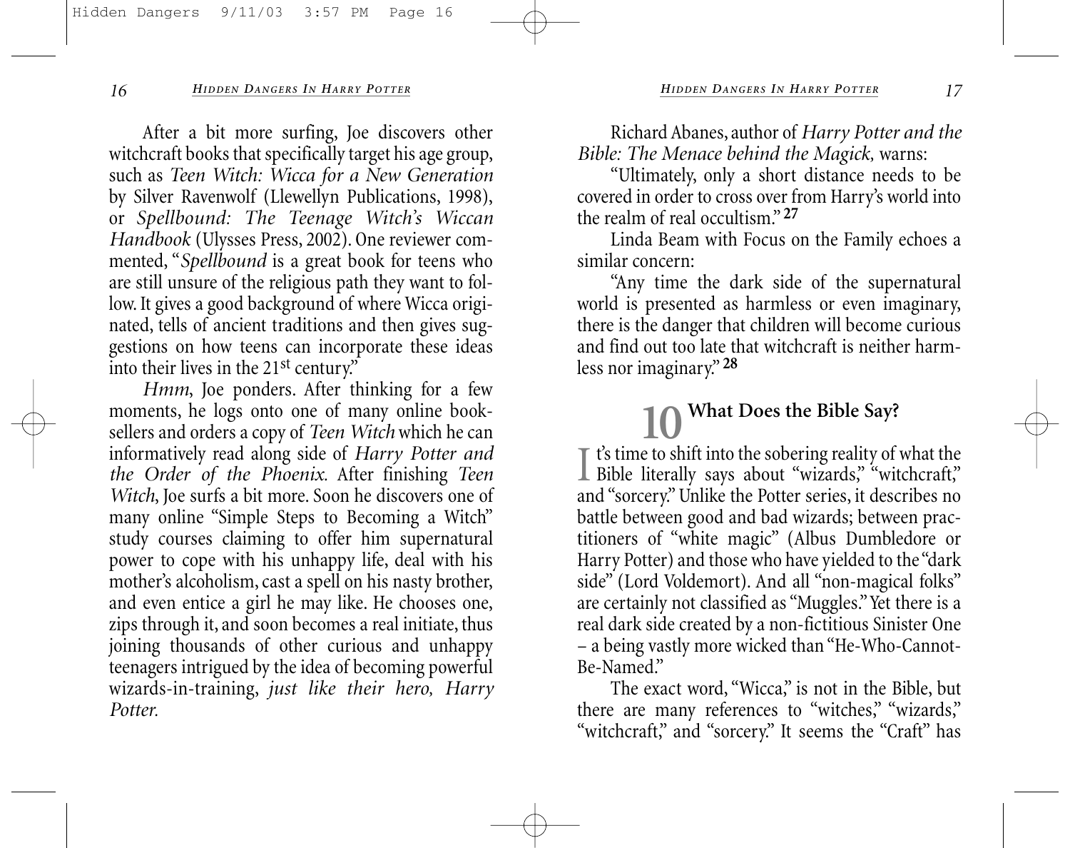After a bit more surfing, Joe discovers other witchcraft books that specifically target his age group, such as *Teen Witch: Wicca for a New Generation* by Silver Ravenwolf (Llewellyn Publications, 1998), or *Spellbound: The Teenage Witch's Wiccan Handbook* (Ulysses Press, 2002). One reviewer commented, "*Spellbound* is a great book for teens who are still unsure of the religious path they want to follow. It gives a good background of where Wicca originated, tells of ancient traditions and then gives suggestions on how teens can incorporate these ideas into their lives in the 21st century."

*Hmm*, Joe ponders. After thinking for a few moments, he logs onto one of many online booksellers and orders a copy of *Teen Witch* which he can informatively read along side of *Harry Potter and the Order of the Phoenix.* After finishing *Teen Witch*, Joe surfs a bit more. Soon he discovers one of many online "Simple Steps to Becoming a Witch" study courses claiming to offer him supernatural power to cope with his unhappy life, deal with his mother's alcoholism, cast a spell on his nasty brother, and even entice a girl he may like. He chooses one, zips through it, and soon becomes a real initiate, thus joining thousands of other curious and unhappy teenagers intrigued by the idea of becoming powerful wizards-in-training, *just like their hero, Harry Potter.*

Richard Abanes, author of *Harry Potter and the Bible: The Menace behind the Magick,* warns:

"Ultimately, only a short distance needs to be covered in order to cross over from Harry's world into the realm of real occultism." **27**

Linda Beam with Focus on the Family echoes a similar concern:

"Any time the dark side of the supernatural world is presented as harmless or even imaginary, there is the danger that children will become curious and find out too late that witchcraft is neither harmless nor imaginary." **28**

## 10 What Does the Bible Say?

It's time to shift into the sobering reality of what the Bible literally says about "wizards," "witchcraft," and "sorcery." Unlike the Potter series, it describes no battle between good and bad wizards; between practitioners of "white magic" (Albus Dumbledore or Harry Potter) and those who have yielded to the "dark side" (Lord Voldemort). And all "non-magical folks" are certainly not classified as "Muggles." Yet there is a real dark side created by a non-fictitious Sinister One – a being vastly more wicked than "He-Who-Cannot-Be-Named."

The exact word, "Wicca," is not in the Bible, but there are many references to "witches," "wizards," "witchcraft," and "sorcery." It seems the "Craft" has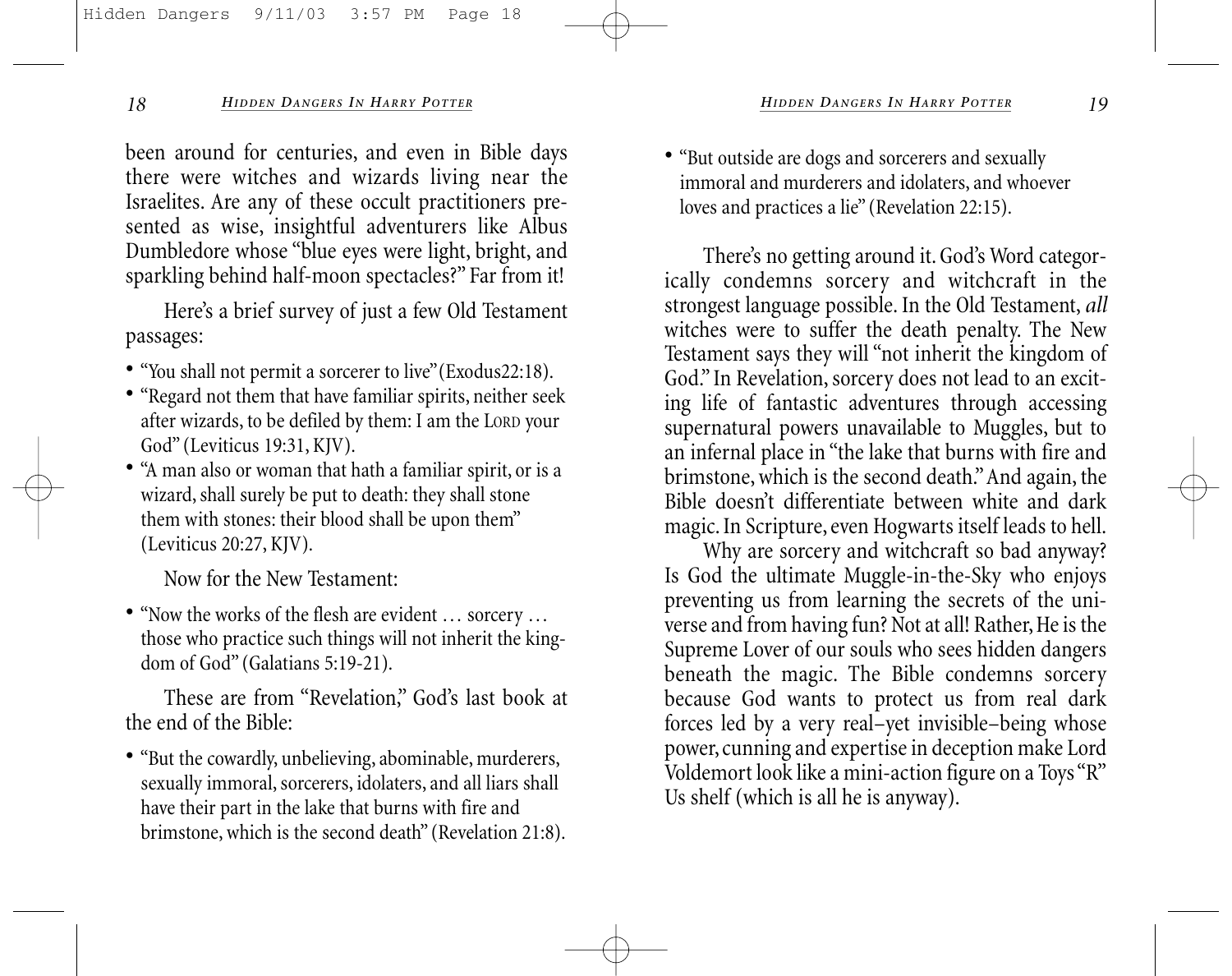been around for centuries, and even in Bible days there were witches and wizards living near the Israelites. Are any of these occult practitioners presented as wise, insightful adventurers like Albus Dumbledore whose "blue eyes were light, bright, and sparkling behind half-moon spectacles?" Far from it!

Here's a brief survey of just a few Old Testament passages:

- "You shall not permit a sorcerer to live"(Exodus22:18).
- "Regard not them that have familiar spirits, neither seek after wizards, to be defiled by them: I am the LORD your God" (Leviticus 19:31, KJV).
- "A man also or woman that hath a familiar spirit, or is a wizard, shall surely be put to death: they shall stone them with stones: their blood shall be upon them" (Leviticus 20:27, KJV).

Now for the New Testament:

- "Now the works of the flesh are evident … sorcery … those who practice such things will not inherit the kingdom of God" (Galatians 5:19-21).

These are from "Revelation," God's last book at the end of the Bible:

- "But the cowardly, unbelieving, abominable, murderers, sexually immoral, sorcerers, idolaters, and all liars shall have their part in the lake that burns with fire and brimstone, which is the second death" (Revelation 21:8).
- "But outside are dogs and sorcerers and sexually immoral and murderers and idolaters, and whoever loves and practices a lie" (Revelation 22:15).

There's no getting around it. God's Word categorically condemns sorcery and witchcraft in the strongest language possible. In the Old Testament, *all* witches were to suffer the death penalty. The New Testament says they will "not inherit the kingdom of God." In Revelation, sorcery does not lead to an exciting life of fantastic adventures through accessing supernatural powers unavailable to Muggles, but to an infernal place in "the lake that burns with fire and brimstone, which is the second death." And again, the Bible doesn't differentiate between white and dark magic. In Scripture, even Hogwarts itself leads to hell.

Why are sorcery and witchcraft so bad anyway? Is God the ultimate Muggle-in-the-Sky who enjoys preventing us from learning the secrets of the universe and from having fun? Not at all! Rather, He is the Supreme Lover of our souls who sees hidden dangers beneath the magic. The Bible condemns sorcery because God wants to protect us from real dark forces led by a very real–yet invisible–being whose power, cunning and expertise in deception make Lord Voldemort look like a mini-action figure on a Toys "R" Us shelf (which is all he is anyway).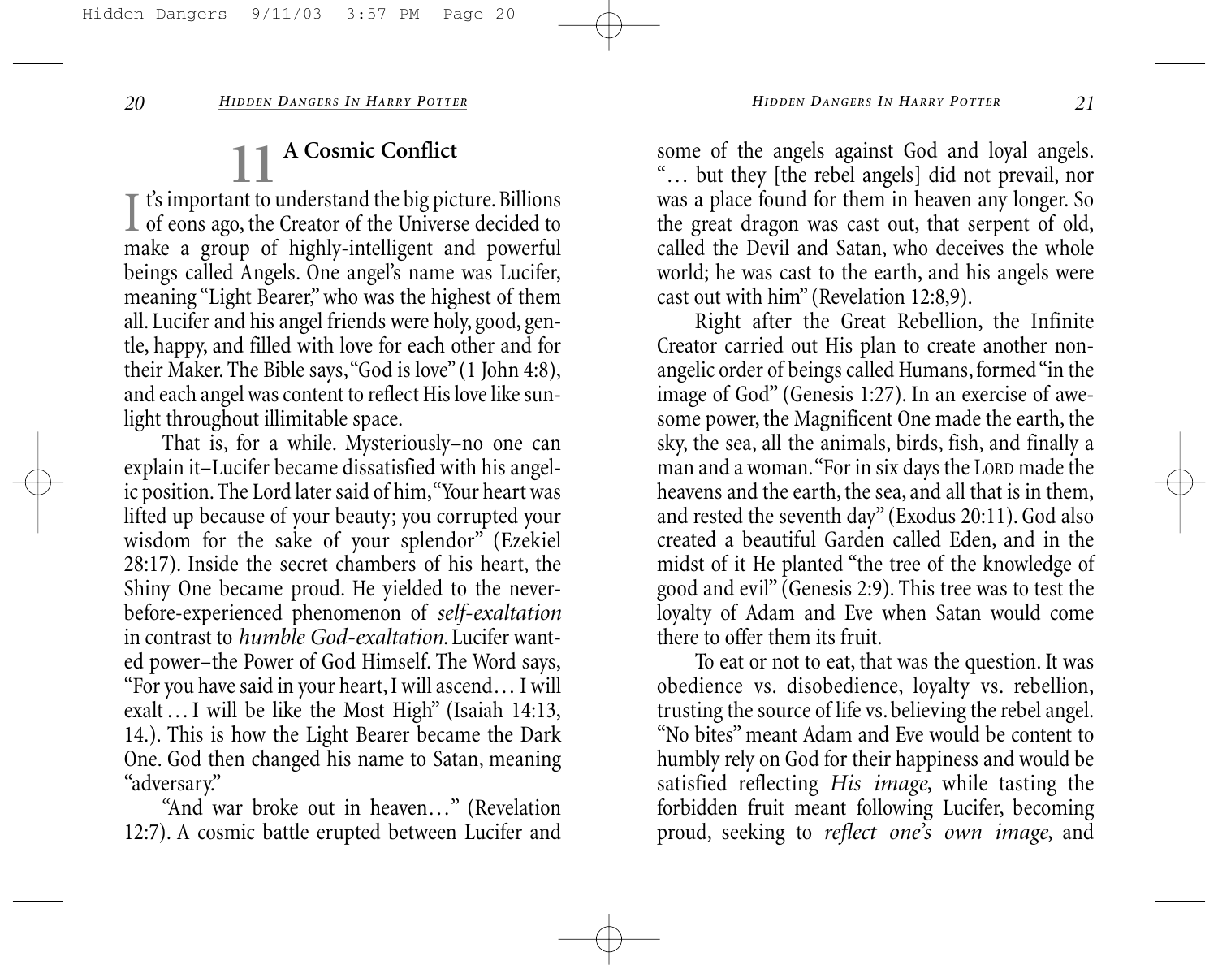## 11 A Cosmic Conflict

It's important to understand the big picture. Billions of eons ago, the Creator of the Universe decided to make a group of highly-intelligent and powerful beings called Angels. One angel's name was Lucifer, meaning "Light Bearer," who was the highest of them all. Lucifer and his angel friends were holy, good, gentle, happy, and filled with love for each other and for their Maker. The Bible says, "God is love" (1 John 4:8), and each angel was content to reflect His love like sunlight throughout illimitable space.

That is, for a while. Mysteriously–no one can explain it–Lucifer became dissatisfied with his angelic position. The Lord later said of him, "Your heart was lifted up because of your beauty; you corrupted your wisdom for the sake of your splendor" (Ezekiel 28:17). Inside the secret chambers of his heart, the Shiny One became proud. He yielded to the never-before-experienced phenomenon of *self-exaltation* in contrast to *humble God-exaltation.* Lucifer wanted power–the Power of God Himself. The Word says, "For you have said in your heart, I will ascend… I will exalt … I will be like the Most High" (Isaiah 14:13, 14.). This is how the Light Bearer became the Dark One. God then changed his name to Satan, meaning "adversary."

"And war broke out in heaven…" (Revelation 12:7). A cosmic battle erupted between Lucifer and some of the angels against God and loyal angels. "… but they [the rebel angels] did not prevail, nor was a place found for them in heaven any longer. So the great dragon was cast out, that serpent of old, called the Devil and Satan, who deceives the whole world; he was cast to the earth, and his angels were cast out with him" (Revelation 12:8,9).

Right after the Great Rebellion, the Infinite Creator carried out His plan to create another non-angelic order of beings called Humans, formed "in the image of God" (Genesis 1:27). In an exercise of awesome power, the Magnificent One made the earth, the sky, the sea, all the animals, birds, fish, and finally a man and a woman. "For in six days the LORD made the heavens and the earth, the sea, and all that is in them, and rested the seventh day" (Exodus 20:11). God also created a beautiful Garden called Eden, and in the midst of it He planted "the tree of the knowledge of good and evil" (Genesis 2:9). This tree was to test the loyalty of Adam and Eve when Satan would come there to offer them its fruit.

To eat or not to eat, that was the question. It was obedience vs. disobedience, loyalty vs. rebellion, trusting the source of life vs. believing the rebel angel. "No bites" meant Adam and Eve would be content to humbly rely on God for their happiness and would be satisfied reflecting *His image*, while tasting the forbidden fruit meant following Lucifer, becoming proud, seeking to *reflect one's own image*, and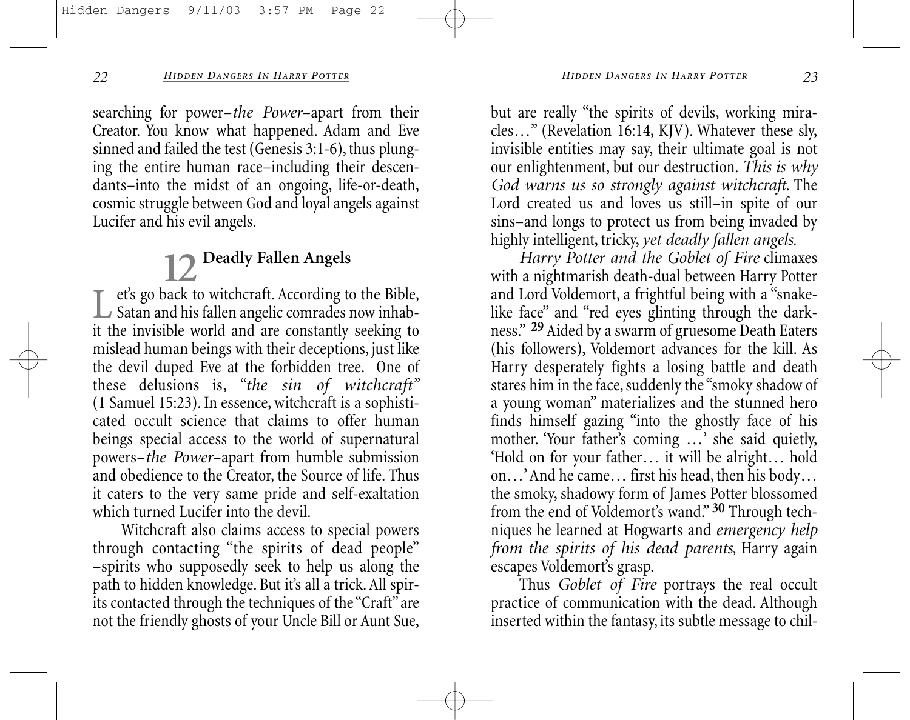searching for power–*the Power*–apart from their Creator. You know what happened. Adam and Eve sinned and failed the test (Genesis 3:1-6), thus plunging the entire human race–including their descendants–into the midst of an ongoing, life-or-death, cosmic struggle between God and loyal angels against Lucifer and his evil angels.

## 12 Deadly Fallen Angels

Let's go back to witchcraft. According to the Bible, Satan and his fallen angelic comrades now inhabit the invisible world and are constantly seeking to mislead human beings with their deceptions, just like the devil duped Eve at the forbidden tree. One of these delusions is, *"the sin of witchcraft"* (1 Samuel 15:23). In essence, witchcraft is a sophisticated occult science that claims to offer human beings special access to the world of supernatural powers–*the Power*–apart from humble submission and obedience to the Creator, the Source of life. Thus it caters to the very same pride and self-exaltation which turned Lucifer into the devil.

Witchcraft also claims access to special powers through contacting "the spirits of dead people" –spirits who supposedly seek to help us along the path to hidden knowledge. But it's all a trick. All spirits contacted through the techniques of the "Craft" are not the friendly ghosts of your Uncle Bill or Aunt Sue, but are really "the spirits of devils, working miracles…" (Revelation 16:14, KJV). Whatever these sly, invisible entities may say, their ultimate goal is not our enlightenment, but our destruction. *This is why God warns us so strongly against witchcraft.* The Lord created us and loves us still–in spite of our sins–and longs to protect us from being invaded by highly intelligent, tricky, *yet deadly fallen angels.*

*Harry Potter and the Goblet of Fire* climaxes with a nightmarish death-dual between Harry Potter and Lord Voldemort, a frightful being with a "snake-like face" and "red eyes glinting through the darkness." **[29]** Aided by a swarm of gruesome Death Eaters (his followers), Voldemort advances for the kill. As Harry desperately fights a losing battle and death stares him in the face, suddenly the "smoky shadow of a young woman" materializes and the stunned hero finds himself gazing "into the ghostly face of his mother. 'Your father's coming …' she said quietly, 'Hold on for your father… it will be alright… hold on…' And he came… first his head, then his body… the smoky, shadowy form of James Potter blossomed from the end of Voldemort's wand." **[30]** Through techniques he learned at Hogwarts and *emergency help from the spirits of his dead parents*, Harry again escapes Voldemort's grasp.

Thus *Goblet of Fire* portrays the real occult practice of communication with the dead. Although inserted within the fantasy, its subtle message to chil-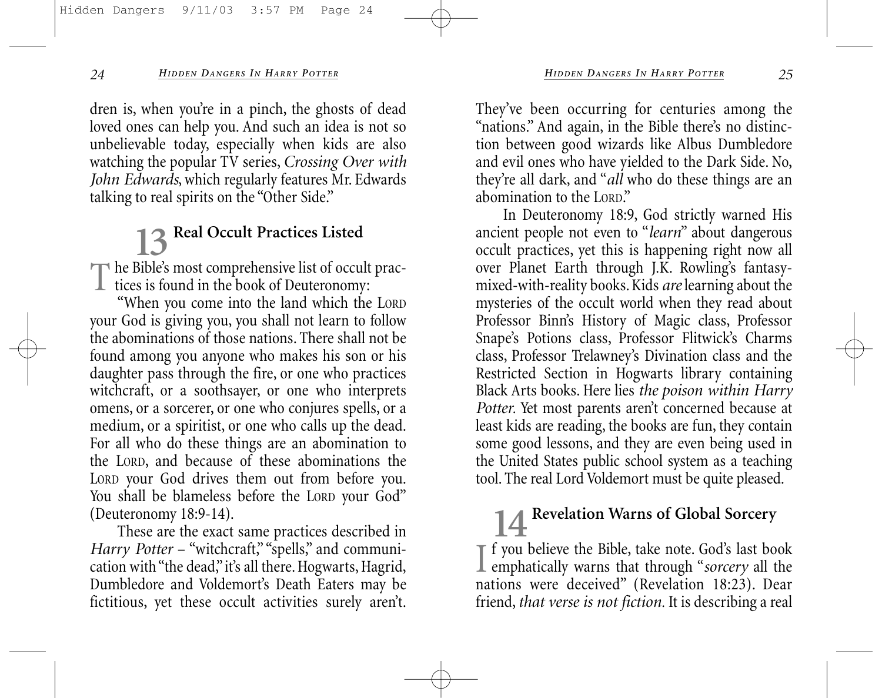dren is, when you're in a pinch, the ghosts of dead loved ones can help you. And such an idea is not so unbelievable today, especially when kids are also watching the popular TV series, *Crossing Over with John Edwards*, which regularly features Mr. Edwards talking to real spirits on the "Other Side."

## 13 Real Occult Practices Listed

The Bible's most comprehensive list of occult practices is found in the book of Deuteronomy:

"When you come into the land which the LORD your God is giving you, you shall not learn to follow the abominations of those nations. There shall not be found among you anyone who makes his son or his daughter pass through the fire, or one who practices witchcraft, or a soothsayer, or one who interprets omens, or a sorcerer, or one who conjures spells, or a medium, or a spiritist, or one who calls up the dead. For all who do these things are an abomination to the LORD, and because of these abominations the LORD your God drives them out from before you. You shall be blameless before the LORD your God" (Deuteronomy 18:9-14).

These are the exact same practices described in *Harry Potter* – "witchcraft," "spells," and communication with "the dead," it's all there. Hogwarts, Hagrid, Dumbledore and Voldemort's Death Eaters may be fictitious, yet these occult activities surely aren't. They've been occurring for centuries among the "nations." And again, in the Bible there's no distinction between good wizards like Albus Dumbledore and evil ones who have yielded to the Dark Side. No, they're all dark, and "*all* who do these things are an abomination to the LORD."

In Deuteronomy 18:9, God strictly warned His ancient people not even to "*learn*" about dangerous occult practices, yet this is happening right now all over Planet Earth through J.K. Rowling's fantasy-mixed-with-reality books. Kids *are* learning about the mysteries of the occult world when they read about Professor Binn's History of Magic class, Professor Snape's Potions class, Professor Flitwick's Charms class, Professor Trelawney's Divination class and the Restricted Section in Hogwarts library containing Black Arts books. Here lies *the poison within Harry Potter.* Yet most parents aren't concerned because at least kids are reading, the books are fun, they contain some good lessons, and they are even being used in the United States public school system as a teaching tool. The real Lord Voldemort must be quite pleased.

## 14 Revelation Warns of Global Sorcery

If you believe the Bible, take note. God's last book emphatically warns that through "*sorcery* all the nations were deceived" (Revelation 18:23). Dear friend, *that verse is not fiction.* It is describing a real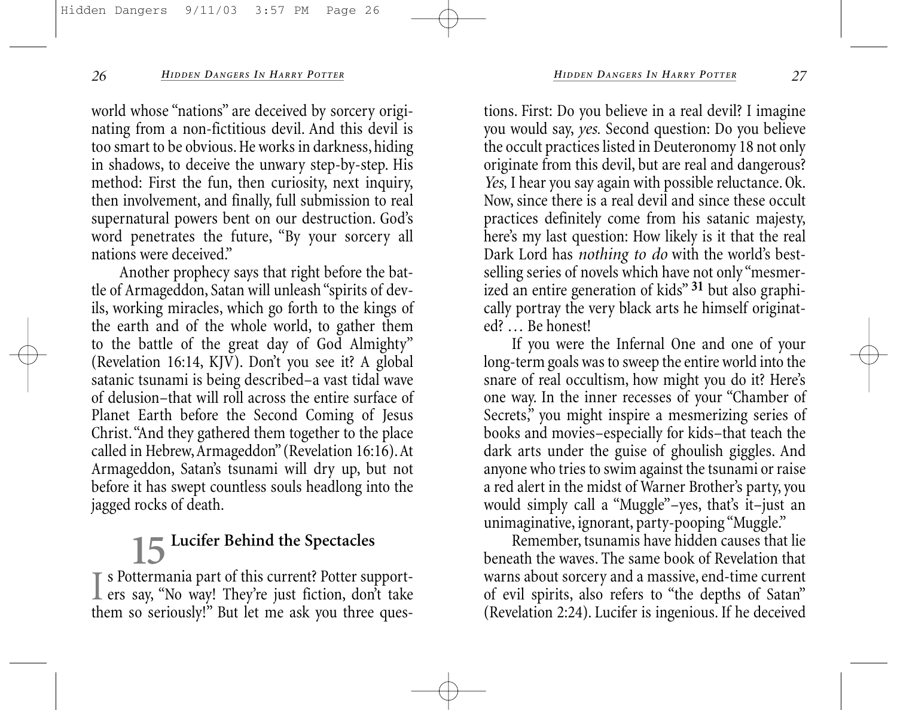world whose "nations" are deceived by sorcery originating from a non-fictitious devil. And this devil is too smart to be obvious. He works in darkness, hiding in shadows, to deceive the unwary step-by-step. His method: First the fun, then curiosity, next inquiry, then involvement, and finally, full submission to real supernatural powers bent on our destruction. God's word penetrates the future, "By your sorcery all nations were deceived."

Another prophecy says that right before the battle of Armageddon, Satan will unleash "spirits of devils, working miracles, which go forth to the kings of the earth and of the whole world, to gather them to the battle of the great day of God Almighty" (Revelation 16:14, KJV). Don't you see it? A global satanic tsunami is being described–a vast tidal wave of delusion–that will roll across the entire surface of Planet Earth before the Second Coming of Jesus Christ. "And they gathered them together to the place called in Hebrew, Armageddon" (Revelation 16:16). At Armageddon, Satan's tsunami will dry up, but not before it has swept countless souls headlong into the jagged rocks of death.

## 15 Lucifer Behind the Spectacles

Is Pottermania part of this current? Potter supporters say, "No way! They're just fiction, don't take them so seriously!" But let me ask you three questions. First: Do you believe in a real devil? I imagine you would say, *yes.* Second question: Do you believe the occult practices listed in Deuteronomy 18 not only originate from this devil, but are real and dangerous? *Yes,* I hear you say again with possible reluctance. Ok. Now, since there is a real devil and since these occult practices definitely come from his satanic majesty, here's my last question: How likely is it that the real Dark Lord has *nothing to do* with the world's best-selling series of novels which have not only "mesmerized an entire generation of kids" [31] but also graphically portray the very black arts he himself originated? … Be honest!

If you were the Infernal One and one of your long-term goals was to sweep the entire world into the snare of real occultism, how might you do it? Here's one way. In the inner recesses of your "Chamber of Secrets," you might inspire a mesmerizing series of books and movies–especially for kids–that teach the dark arts under the guise of ghoulish giggles. And anyone who tries to swim against the tsunami or raise a red alert in the midst of Warner Brother's party, you would simply call a "Muggle"–yes, that's it–just an unimaginative, ignorant, party-pooping "Muggle."

Remember, tsunamis have hidden causes that lie beneath the waves. The same book of Revelation that warns about sorcery and a massive, end-time current of evil spirits, also refers to "the depths of Satan" (Revelation 2:24). Lucifer is ingenious. If he deceived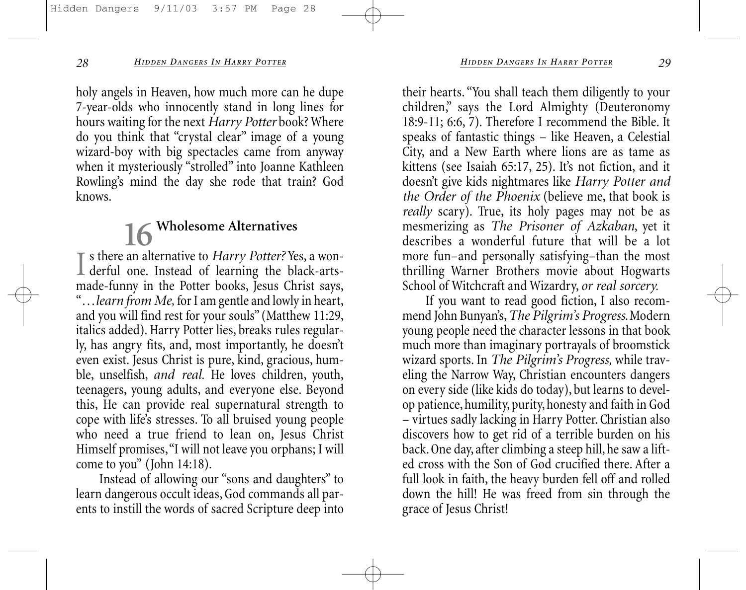holy angels in Heaven, how much more can he dupe 7-year-olds who innocently stand in long lines for hours waiting for the next *Harry Potter* book? Where do you think that "crystal clear" image of a young wizard-boy with big spectacles came from anyway when it mysteriously "strolled" into Joanne Kathleen Rowling's mind the day she rode that train? God knows.

## 16 Wholesome Alternatives

Is there an alternative to *Harry Potter?* Yes, a wonderful one. Instead of learning the black-arts-made-funny in the Potter books, Jesus Christ says, "…*learn from Me,* for I am gentle and lowly in heart, and you will find rest for your souls" (Matthew 11:29, italics added). Harry Potter lies, breaks rules regularly, has angry fits, and, most importantly, he doesn't even exist. Jesus Christ is pure, kind, gracious, humble, unselfish, *and real.* He loves children, youth, teenagers, young adults, and everyone else. Beyond this, He can provide real supernatural strength to cope with life's stresses. To all bruised young people who need a true friend to lean on, Jesus Christ Himself promises, "I will not leave you orphans; I will come to you" (John 14:18).

Instead of allowing our "sons and daughters" to learn dangerous occult ideas, God commands all parents to instill the words of sacred Scripture deep into their hearts. "You shall teach them diligently to your children," says the Lord Almighty (Deuteronomy 18:9-11; 6:6, 7). Therefore I recommend the Bible. It speaks of fantastic things – like Heaven, a Celestial City, and a New Earth where lions are as tame as kittens (see Isaiah 65:17, 25). It's not fiction, and it doesn't give kids nightmares like *Harry Potter and the Order of the Phoenix* (believe me, that book is *really* scary). True, its holy pages may not be as mesmerizing as *The Prisoner of Azkaban*, yet it describes a wonderful future that will be a lot more fun–and personally satisfying–than the most thrilling Warner Brothers movie about Hogwarts School of Witchcraft and Wizardry, *or real sorcery.*

If you want to read good fiction, I also recommend John Bunyan's, *The Pilgrim's Progress.* Modern young people need the character lessons in that book much more than imaginary portrayals of broomstick wizard sports. In *The Pilgrim's Progress,* while traveling the Narrow Way, Christian encounters dangers on every side (like kids do today), but learns to develop patience, humility, purity, honesty and faith in God – virtues sadly lacking in Harry Potter. Christian also discovers how to get rid of a terrible burden on his back. One day, after climbing a steep hill, he saw a lifted cross with the Son of God crucified there. After a full look in faith, the heavy burden fell off and rolled down the hill! He was freed from sin through the grace of Jesus Christ!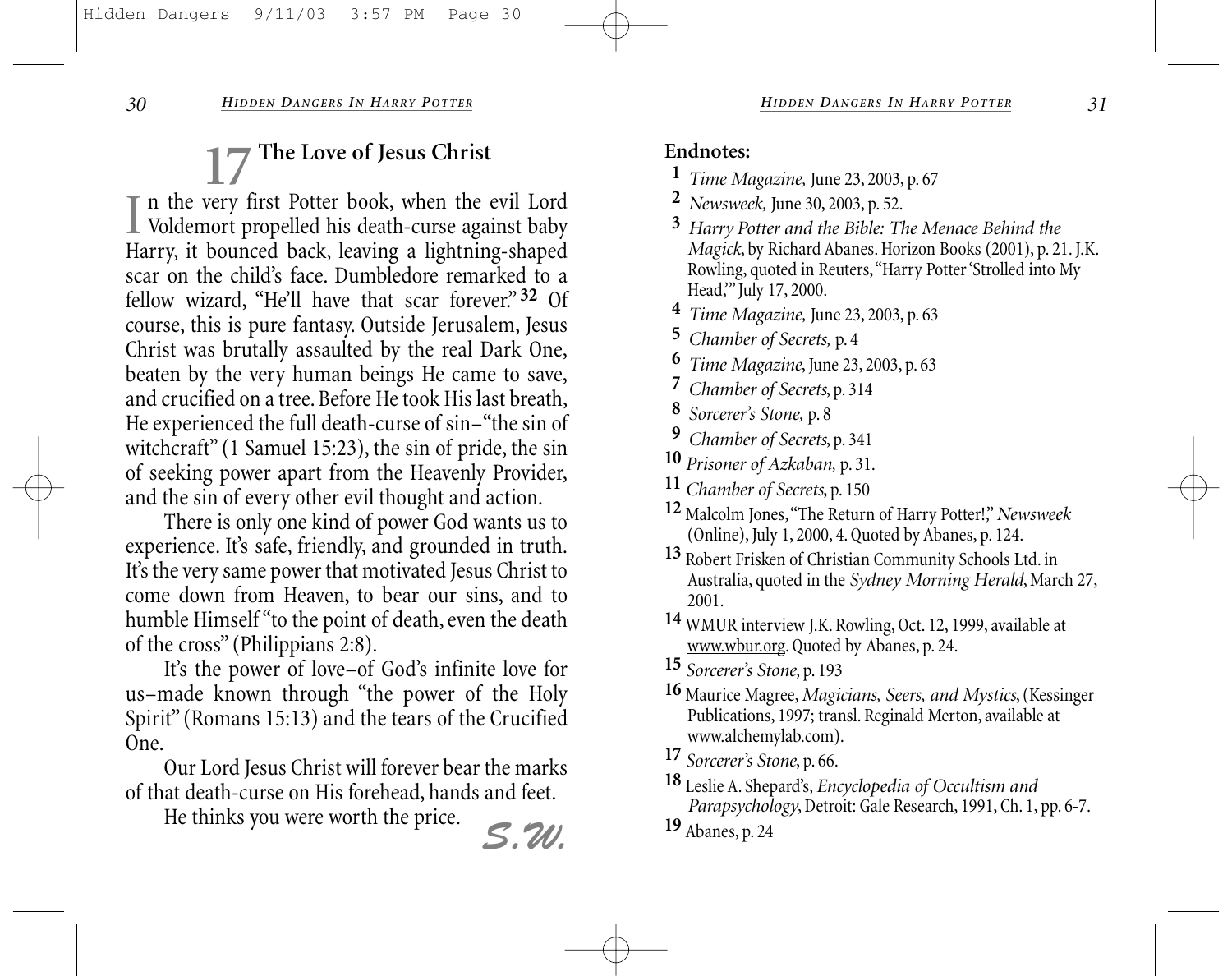## 17 The Love of Jesus Christ

In the very first Potter book, when the evil Lord Voldemort propelled his death-curse against baby Harry, it bounced back, leaving a lightning-shaped scar on the child's face. Dumbledore remarked to a fellow wizard, "He'll have that scar forever."[32] Of course, this is pure fantasy. Outside Jerusalem, Jesus Christ was brutally assaulted by the real Dark One, beaten by the very human beings He came to save, and crucified on a tree. Before He took His last breath, He experienced the full death-curse of sin–"the sin of witchcraft" (1 Samuel 15:23), the sin of pride, the sin of seeking power apart from the Heavenly Provider, and the sin of every other evil thought and action.

There is only one kind of power God wants us to experience. It's safe, friendly, and grounded in truth. It's the very same power that motivated Jesus Christ to come down from Heaven, to bear our sins, and to humble Himself "to the point of death, even the death of the cross" (Philippians 2:8).

It's the power of love–of God's infinite love for us–made known through "the power of the Holy Spirit" (Romans 15:13) and the tears of the Crucified One.

Our Lord Jesus Christ will forever bear the marks of that death-curse on His forehead, hands and feet.

He thinks you were worth the price.

*S.W.*

**Endnotes:**

1. *Time Magazine,* June 23, 2003, p. 67
2. *Newsweek,* June 30, 2003, p. 52.
3. *Harry Potter and the Bible: The Menace Behind the Magick*, by Richard Abanes. Horizon Books (2001), p. 21. J.K. Rowling, quoted in Reuters, "Harry Potter 'Strolled into My Head,'" July 17, 2000.
4. *Time Magazine,* June 23, 2003, p. 63
5. *Chamber of Secrets,* p. 4
6. *Time Magazine*, June 23, 2003, p. 63
7. *Chamber of Secrets*, p. 314
8. *Sorcerer's Stone,* p. 8
9. *Chamber of Secrets*, p. 341
10. *Prisoner of Azkaban,* p. 31.
11. *Chamber of Secrets*, p. 150
12. Malcolm Jones, "The Return of Harry Potter!," *Newsweek* (Online), July 1, 2000, 4. Quoted by Abanes, p. 124.
13. Robert Frisken of Christian Community Schools Ltd. in Australia, quoted in the *Sydney Morning Herald*, March 27, 2001.
14. WMUR interview J.K. Rowling, Oct. 12, 1999, available at www.wbur.org. Quoted by Abanes, p. 24.
15. *Sorcerer's Stone*, p. 193
16. Maurice Magree, *Magicians, Seers, and Mystics*, (Kessinger Publications, 1997; transl. Reginald Merton, available at www.alchemylab.com).
17. *Sorcerer's Stone*, p. 66.
18. Leslie A. Shepard's, *Encyclopedia of Occultism and Parapsychology*, Detroit: Gale Research, 1991, Ch. 1, pp. 6-7.
19. Abanes, p. 24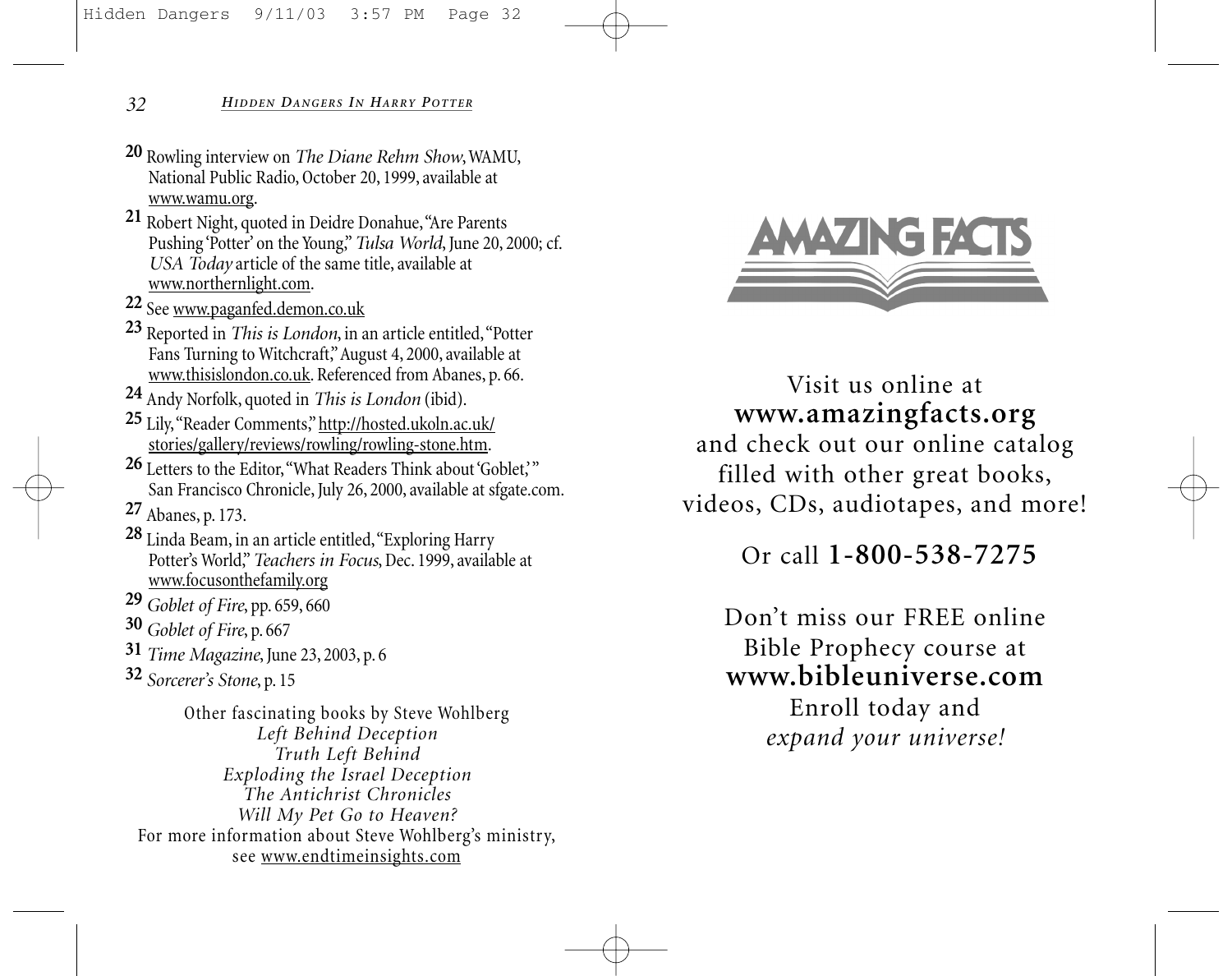20 Rowling interview on *The Diane Rehm Show*, WAMU, National Public Radio, October 20, 1999, available at www.wamu.org.

21 Robert Night, quoted in Deidre Donahue, "Are Parents Pushing 'Potter' on the Young," *Tulsa World*, June 20, 2000; cf. *USA Today* article of the same title, available at www.northernlight.com.

22 See www.paganfed.demon.co.uk

23 Reported in *This is London*, in an article entitled, "Potter Fans Turning to Witchcraft," August 4, 2000, available at www.thisislondon.co.uk. Referenced from Abanes, p. 66.

24 Andy Norfolk, quoted in *This is London* (ibid).

25 Lily, "Reader Comments," http://hosted.ukoln.ac.uk/stories/gallery/reviews/rowling/rowling-stone.htm.

26 Letters to the Editor, "What Readers Think about 'Goblet,'" San Francisco Chronicle, July 26, 2000, available at sfgate.com.

27 Abanes, p. 173.

28 Linda Beam, in an article entitled, "Exploring Harry Potter's World," *Teachers in Focus*, Dec. 1999, available at www.focusonthefamily.org

29 *Goblet of Fire*, pp. 659, 660

30 *Goblet of Fire*, p. 667

31 *Time Magazine*, June 23, 2003, p. 6

32 *Sorcerer's Stone*, p. 15

Other fascinating books by Steve Wohlberg

*Left Behind Deception*
*Truth Left Behind*
*Exploding the Israel Deception*
*The Antichrist Chronicles*
*Will My Pet Go to Heaven?*

For more information about Steve Wohlberg's ministry, see www.endtimeinsights.com

AMAZING FACTS

Visit us online at
**www.amazingfacts.org**
and check out our online catalog filled with other great books, videos, CDs, audiotapes, and more!

Or call **1-800-538-7275**

Don't miss our FREE online Bible Prophecy course at
**www.bibleuniverse.com**
Enroll today and
*expand your universe!*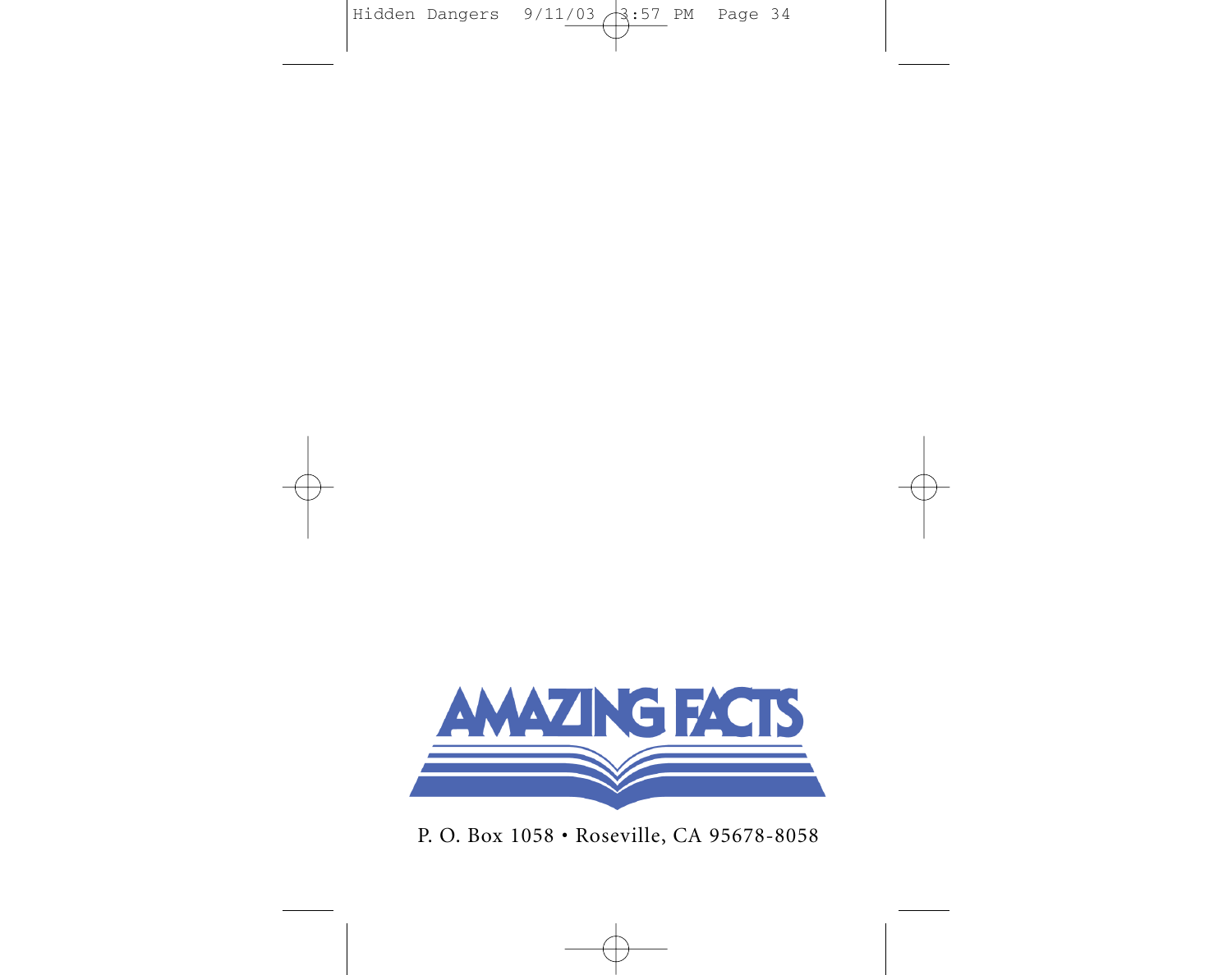AMAZING FACTS

P. O. Box 1058 • Roseville, CA 95678-8058